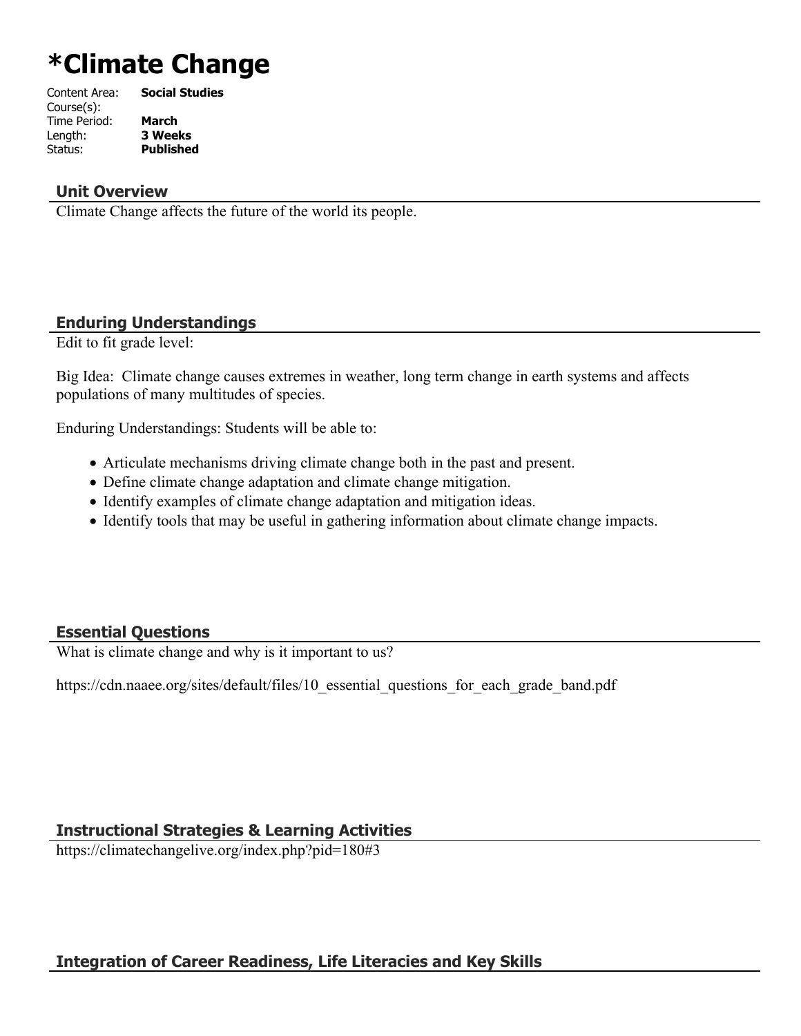# *Climate Change

Content Area: **Social Studies**
Course(s):
Time Period: **March**
Length: **3 Weeks**
Status: **Published**

## Unit Overview

Climate Change affects the future of the world its people.

## Enduring Understandings

Edit to fit grade level:

Big Idea: Climate change causes extremes in weather, long term change in earth systems and affects populations of many multitudes of species.

Enduring Understandings: Students will be able to:

- Articulate mechanisms driving climate change both in the past and present.
- Define climate change adaptation and climate change mitigation.
- Identify examples of climate change adaptation and mitigation ideas.
- Identify tools that may be useful in gathering information about climate change impacts.

## Essential Questions

What is climate change and why is it important to us?

https://cdn.naaee.org/sites/default/files/10_essential_questions_for_each_grade_band.pdf

## Instructional Strategies & Learning Activities

https://climatechangelive.org/index.php?pid=180#3

## Integration of Career Readiness, Life Literacies and Key Skills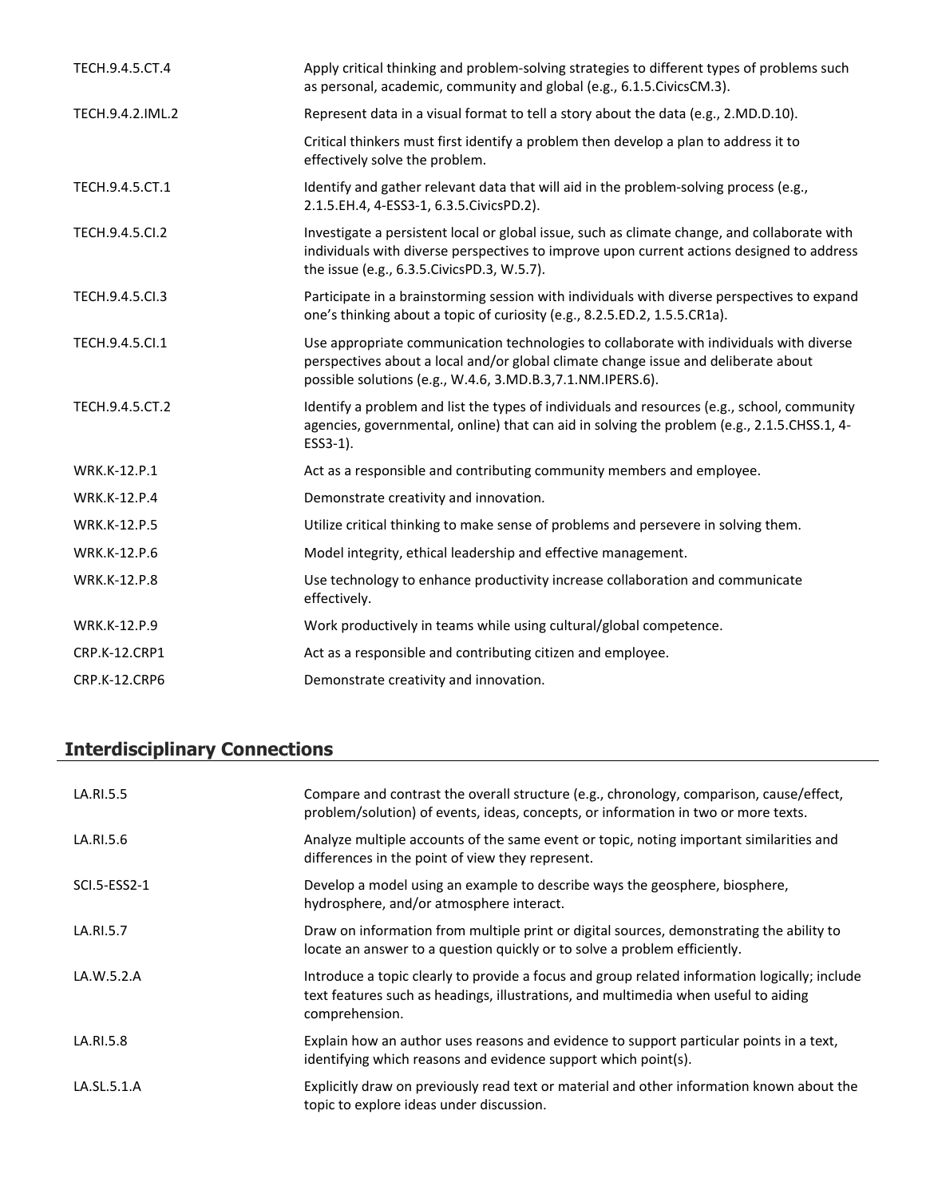| | |
|---|---|
| TECH.9.4.5.CT.4 | Apply critical thinking and problem-solving strategies to different types of problems such as personal, academic, community and global (e.g., 6.1.5.CivicsCM.3). |
| TECH.9.4.2.IML.2 | Represent data in a visual format to tell a story about the data (e.g., 2.MD.D.10). |
| | Critical thinkers must first identify a problem then develop a plan to address it to effectively solve the problem. |
| TECH.9.4.5.CT.1 | Identify and gather relevant data that will aid in the problem-solving process (e.g., 2.1.5.EH.4, 4-ESS3-1, 6.3.5.CivicsPD.2). |
| TECH.9.4.5.CI.2 | Investigate a persistent local or global issue, such as climate change, and collaborate with individuals with diverse perspectives to improve upon current actions designed to address the issue (e.g., 6.3.5.CivicsPD.3, W.5.7). |
| TECH.9.4.5.CI.3 | Participate in a brainstorming session with individuals with diverse perspectives to expand one's thinking about a topic of curiosity (e.g., 8.2.5.ED.2, 1.5.5.CR1a). |
| TECH.9.4.5.CI.1 | Use appropriate communication technologies to collaborate with individuals with diverse perspectives about a local and/or global climate change issue and deliberate about possible solutions (e.g., W.4.6, 3.MD.B.3,7.1.NM.IPERS.6). |
| TECH.9.4.5.CT.2 | Identify a problem and list the types of individuals and resources (e.g., school, community agencies, governmental, online) that can aid in solving the problem (e.g., 2.1.5.CHSS.1, 4-ESS3-1). |
| WRK.K-12.P.1 | Act as a responsible and contributing community members and employee. |
| WRK.K-12.P.4 | Demonstrate creativity and innovation. |
| WRK.K-12.P.5 | Utilize critical thinking to make sense of problems and persevere in solving them. |
| WRK.K-12.P.6 | Model integrity, ethical leadership and effective management. |
| WRK.K-12.P.8 | Use technology to enhance productivity increase collaboration and communicate effectively. |
| WRK.K-12.P.9 | Work productively in teams while using cultural/global competence. |
| CRP.K-12.CRP1 | Act as a responsible and contributing citizen and employee. |
| CRP.K-12.CRP6 | Demonstrate creativity and innovation. |

## Interdisciplinary Connections

| | |
|---|---|
| LA.RI.5.5 | Compare and contrast the overall structure (e.g., chronology, comparison, cause/effect, problem/solution) of events, ideas, concepts, or information in two or more texts. |
| LA.RI.5.6 | Analyze multiple accounts of the same event or topic, noting important similarities and differences in the point of view they represent. |
| SCI.5-ESS2-1 | Develop a model using an example to describe ways the geosphere, biosphere, hydrosphere, and/or atmosphere interact. |
| LA.RI.5.7 | Draw on information from multiple print or digital sources, demonstrating the ability to locate an answer to a question quickly or to solve a problem efficiently. |
| LA.W.5.2.A | Introduce a topic clearly to provide a focus and group related information logically; include text features such as headings, illustrations, and multimedia when useful to aiding comprehension. |
| LA.RI.5.8 | Explain how an author uses reasons and evidence to support particular points in a text, identifying which reasons and evidence support which point(s). |
| LA.SL.5.1.A | Explicitly draw on previously read text or material and other information known about the topic to explore ideas under discussion. |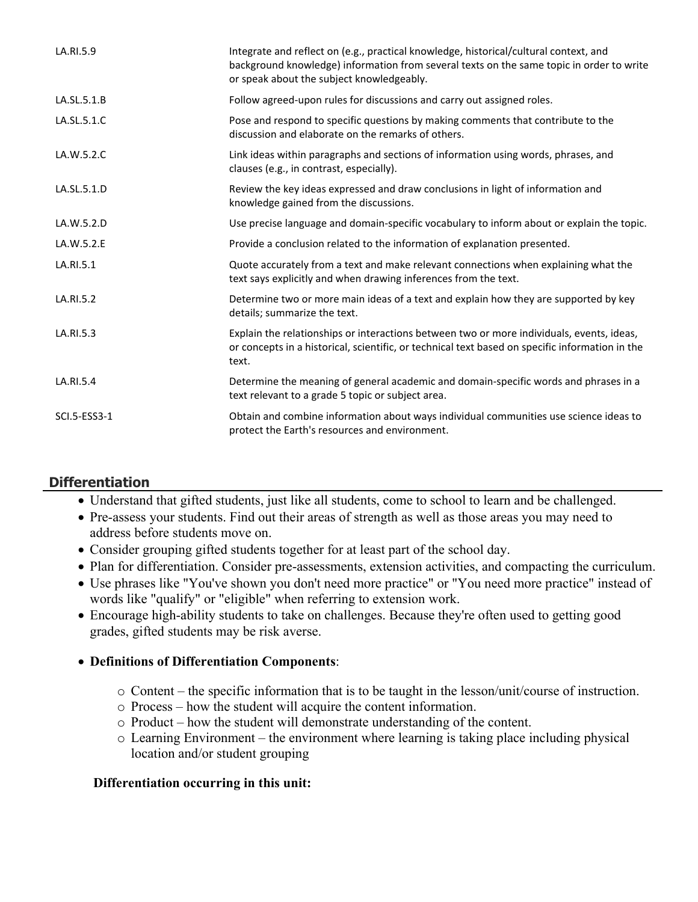| | |
|---|---|
| LA.RI.5.9 | Integrate and reflect on (e.g., practical knowledge, historical/cultural context, and background knowledge) information from several texts on the same topic in order to write or speak about the subject knowledgeably. |
| LA.SL.5.1.B | Follow agreed-upon rules for discussions and carry out assigned roles. |
| LA.SL.5.1.C | Pose and respond to specific questions by making comments that contribute to the discussion and elaborate on the remarks of others. |
| LA.W.5.2.C | Link ideas within paragraphs and sections of information using words, phrases, and clauses (e.g., in contrast, especially). |
| LA.SL.5.1.D | Review the key ideas expressed and draw conclusions in light of information and knowledge gained from the discussions. |
| LA.W.5.2.D | Use precise language and domain-specific vocabulary to inform about or explain the topic. |
| LA.W.5.2.E | Provide a conclusion related to the information of explanation presented. |
| LA.RI.5.1 | Quote accurately from a text and make relevant connections when explaining what the text says explicitly and when drawing inferences from the text. |
| LA.RI.5.2 | Determine two or more main ideas of a text and explain how they are supported by key details; summarize the text. |
| LA.RI.5.3 | Explain the relationships or interactions between two or more individuals, events, ideas, or concepts in a historical, scientific, or technical text based on specific information in the text. |
| LA.RI.5.4 | Determine the meaning of general academic and domain-specific words and phrases in a text relevant to a grade 5 topic or subject area. |
| SCI.5-ESS3-1 | Obtain and combine information about ways individual communities use science ideas to protect the Earth's resources and environment. |

## Differentiation

- Understand that gifted students, just like all students, come to school to learn and be challenged.
- Pre-assess your students. Find out their areas of strength as well as those areas you may need to address before students move on.
- Consider grouping gifted students together for at least part of the school day.
- Plan for differentiation. Consider pre-assessments, extension activities, and compacting the curriculum.
- Use phrases like "You've shown you don't need more practice" or "You need more practice" instead of words like "qualify" or "eligible" when referring to extension work.
- Encourage high-ability students to take on challenges. Because they're often used to getting good grades, gifted students may be risk averse.
- **Definitions of Differentiation Components**:
  - Content – the specific information that is to be taught in the lesson/unit/course of instruction.
  - Process – how the student will acquire the content information.
  - Product – how the student will demonstrate understanding of the content.
  - Learning Environment – the environment where learning is taking place including physical location and/or student grouping

**Differentiation occurring in this unit:**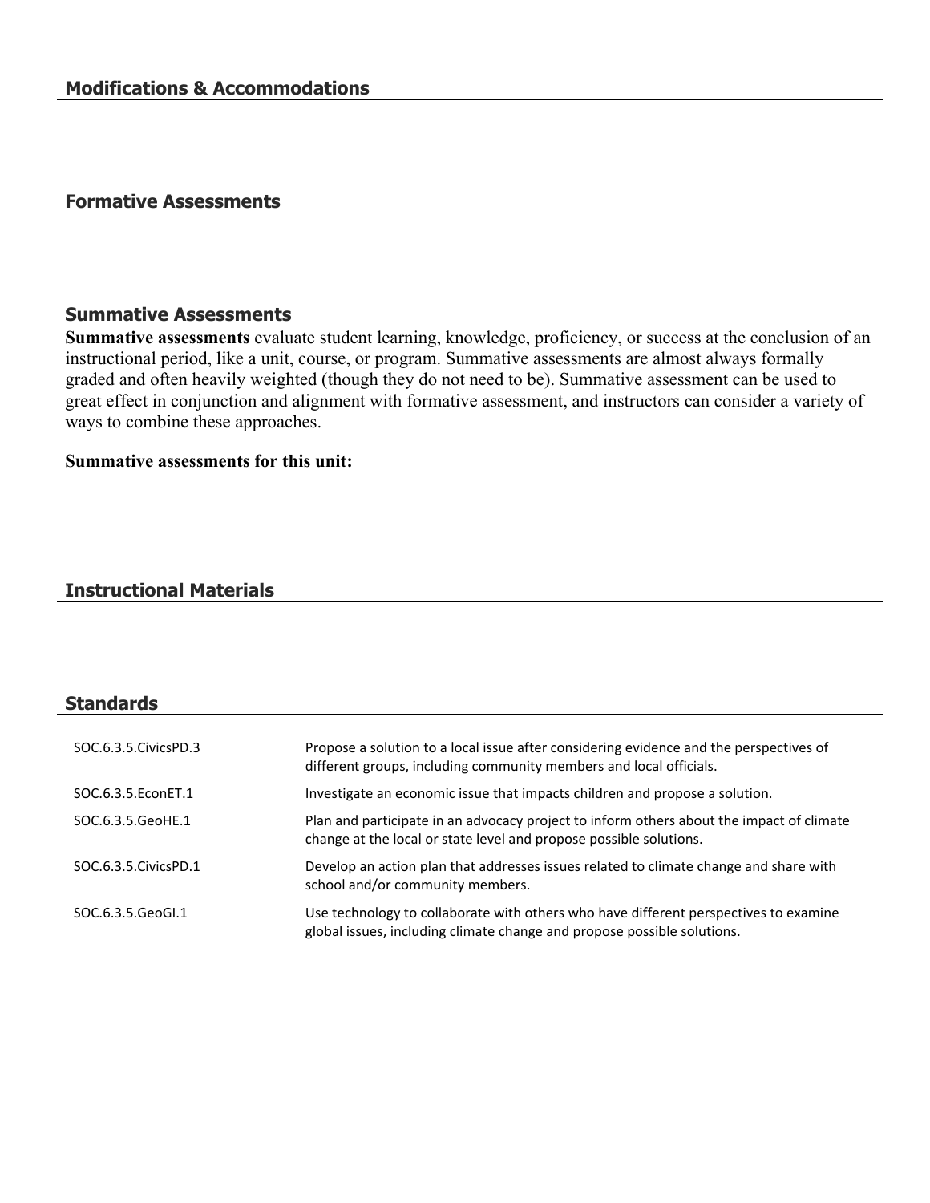## Modifications & Accommodations

## Formative Assessments

## Summative Assessments

**Summative assessments** evaluate student learning, knowledge, proficiency, or success at the conclusion of an instructional period, like a unit, course, or program. Summative assessments are almost always formally graded and often heavily weighted (though they do not need to be). Summative assessment can be used to great effect in conjunction and alignment with formative assessment, and instructors can consider a variety of ways to combine these approaches.

**Summative assessments for this unit:**

## Instructional Materials

## Standards

| | |
|---|---|
| SOC.6.3.5.CivicsPD.3 | Propose a solution to a local issue after considering evidence and the perspectives of different groups, including community members and local officials. |
| SOC.6.3.5.EconET.1 | Investigate an economic issue that impacts children and propose a solution. |
| SOC.6.3.5.GeoHE.1 | Plan and participate in an advocacy project to inform others about the impact of climate change at the local or state level and propose possible solutions. |
| SOC.6.3.5.CivicsPD.1 | Develop an action plan that addresses issues related to climate change and share with school and/or community members. |
| SOC.6.3.5.GeoGI.1 | Use technology to collaborate with others who have different perspectives to examine global issues, including climate change and propose possible solutions. |